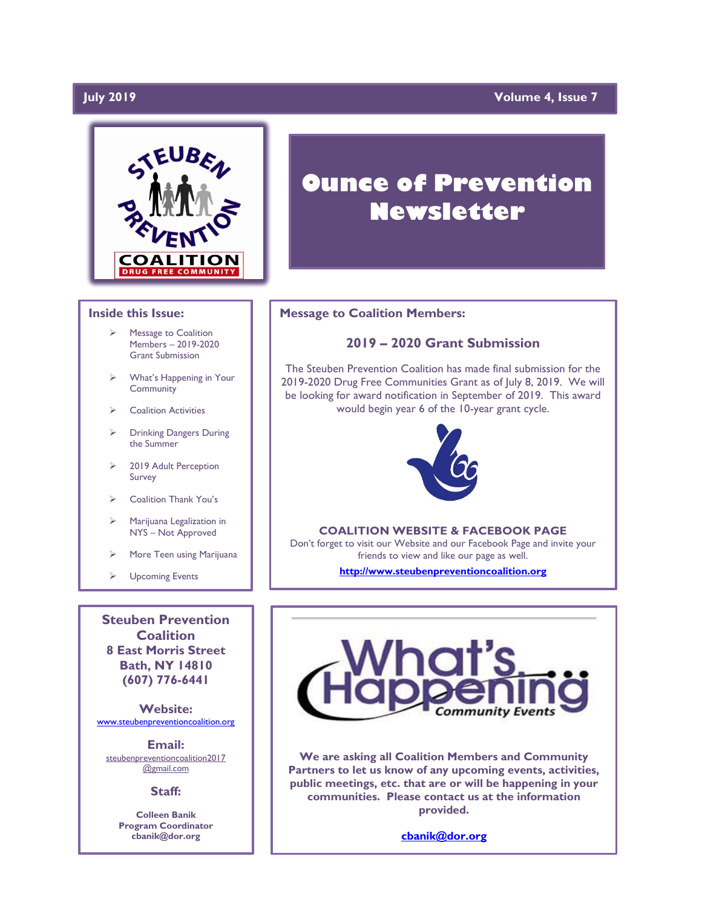July 2019 | Volume 4, Issue 7

STEUBEN PREVENTION COALITION DRUG FREE COMMUNITY

# Ounce of Prevention Newsletter

## Inside this Issue:

- Message to Coalition Members – 2019-2020 Grant Submission
- What's Happening in Your Community
- Coalition Activities
- Drinking Dangers During the Summer
- 2019 Adult Perception Survey
- Coalition Thank You's
- Marijuana Legalization in NYS – Not Approved
- More Teen using Marijuana
- Upcoming Events

## Message to Coalition Members:

### 2019 – 2020 Grant Submission

The Steuben Prevention Coalition has made final submission for the 2019-2020 Drug Free Communities Grant as of July 8, 2019. We will be looking for award notification in September of 2019. This award would begin year 6 of the 10-year grant cycle.

**COALITION WEBSITE & FACEBOOK PAGE**

Don't forget to visit our Website and our Facebook Page and invite your friends to view and like our page as well.

http://www.steubenpreventioncoalition.org

**Steuben Prevention Coalition**
**8 East Morris Street**
**Bath, NY 14810**
**(607) 776-6441**

**Website:**
www.steubenpreventioncoalition.org

**Email:**
steubenpreventioncoalition2017@gmail.com

**Staff:**

**Colleen Banik**
**Program Coordinator**
**cbanik@dor.org**

## What's Happening Community Events

**We are asking all Coalition Members and Community Partners to let us know of any upcoming events, activities, public meetings, etc. that are or will be happening in your communities. Please contact us at the information provided.**

**cbanik@dor.org**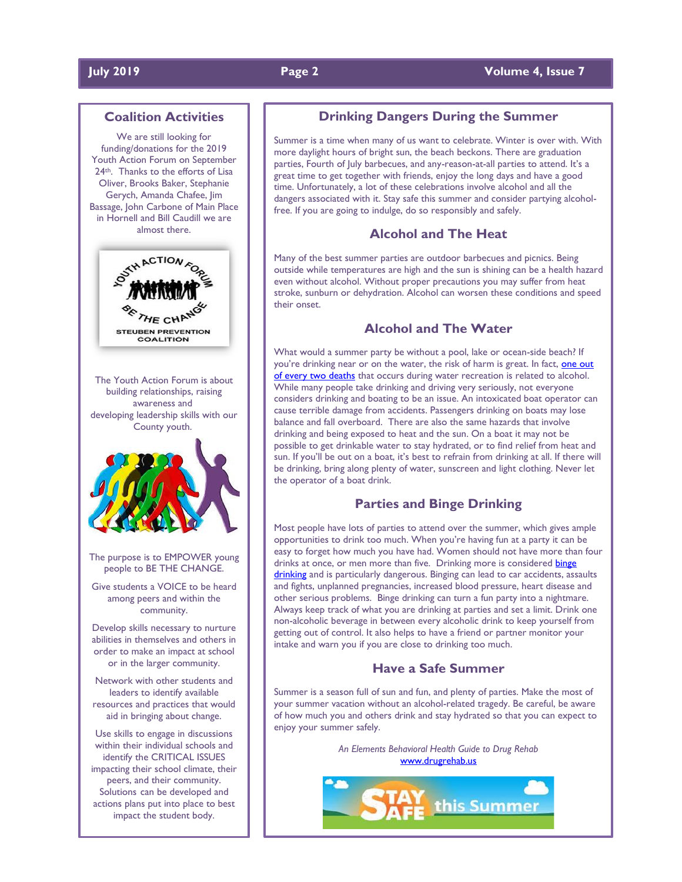## Coalition Activities

We are still looking for funding/donations for the 2019 Youth Action Forum on September 24th. Thanks to the efforts of Lisa Oliver, Brooks Baker, Stephanie Gerych, Amanda Chafee, Jim Bassage, John Carbone of Main Place in Hornell and Bill Caudill we are almost there.

The Youth Action Forum is about building relationships, raising awareness and developing leadership skills with our County youth.

The purpose is to EMPOWER young people to BE THE CHANGE.

Give students a VOICE to be heard among peers and within the community.

Develop skills necessary to nurture abilities in themselves and others in order to make an impact at school or in the larger community.

Network with other students and leaders to identify available resources and practices that would aid in bringing about change.

Use skills to engage in discussions within their individual schools and identify the CRITICAL ISSUES impacting their school climate, their peers, and their community. Solutions can be developed and actions plans put into place to best impact the student body.

## Drinking Dangers During the Summer

Summer is a time when many of us want to celebrate. Winter is over with. With more daylight hours of bright sun, the beach beckons. There are graduation parties, Fourth of July barbecues, and any-reason-at-all parties to attend. It's a great time to get together with friends, enjoy the long days and have a good time. Unfortunately, a lot of these celebrations involve alcohol and all the dangers associated with it. Stay safe this summer and consider partying alcohol-free. If you are going to indulge, do so responsibly and safely.

### Alcohol and The Heat

Many of the best summer parties are outdoor barbecues and picnics. Being outside while temperatures are high and the sun is shining can be a health hazard even without alcohol. Without proper precautions you may suffer from heat stroke, sunburn or dehydration. Alcohol can worsen these conditions and speed their onset.

### Alcohol and The Water

What would a summer party be without a pool, lake or ocean-side beach? If you're drinking near or on the water, the risk of harm is great. In fact, one out of every two deaths that occurs during water recreation is related to alcohol. While many people take drinking and driving very seriously, not everyone considers drinking and boating to be an issue. An intoxicated boat operator can cause terrible damage from accidents. Passengers drinking on boats may lose balance and fall overboard. There are also the same hazards that involve drinking and being exposed to heat and the sun. On a boat it may not be possible to get drinkable water to stay hydrated, or to find relief from heat and sun. If you'll be out on a boat, it's best to refrain from drinking at all. If there will be drinking, bring along plenty of water, sunscreen and light clothing. Never let the operator of a boat drink.

### Parties and Binge Drinking

Most people have lots of parties to attend over the summer, which gives ample opportunities to drink too much. When you're having fun at a party it can be easy to forget how much you have had. Women should not have more than four drinks at once, or men more than five. Drinking more is considered binge drinking and is particularly dangerous. Binging can lead to car accidents, assaults and fights, unplanned pregnancies, increased blood pressure, heart disease and other serious problems. Binge drinking can turn a fun party into a nightmare. Always keep track of what you are drinking at parties and set a limit. Drink one non-alcoholic beverage in between every alcoholic drink to keep yourself from getting out of control. It also helps to have a friend or partner monitor your intake and warn you if you are close to drinking too much.

### Have a Safe Summer

Summer is a season full of sun and fun, and plenty of parties. Make the most of your summer vacation without an alcohol-related tragedy. Be careful, be aware of how much you and others drink and stay hydrated so that you can expect to enjoy your summer safely.

*An Elements Behavioral Health Guide to Drug Rehab*
www.drugrehab.us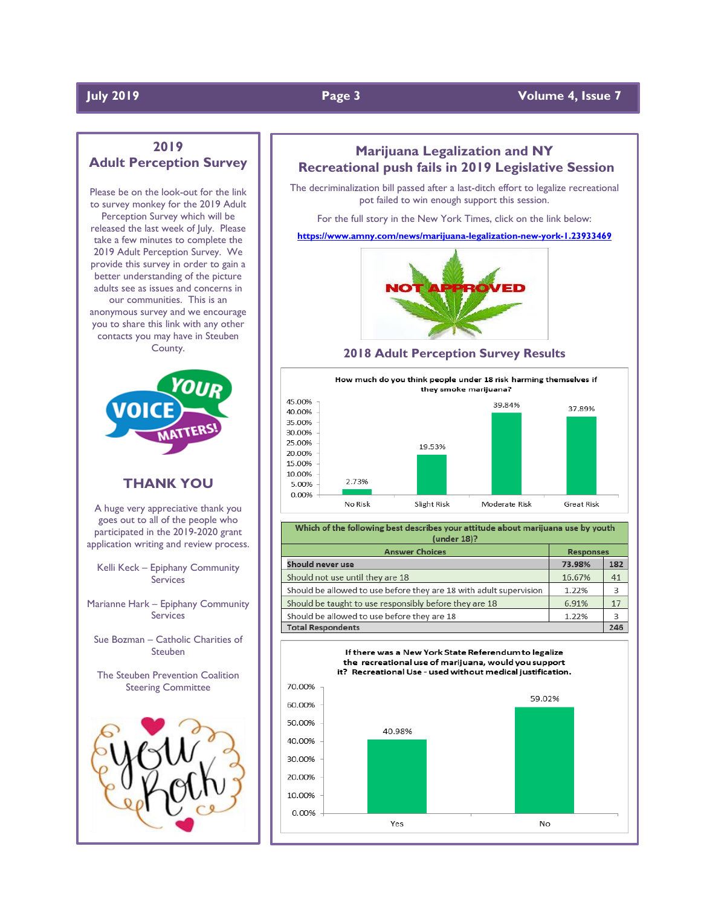## 2019 Adult Perception Survey

Please be on the look-out for the link to survey monkey for the 2019 Adult Perception Survey which will be released the last week of July. Please take a few minutes to complete the 2019 Adult Perception Survey. We provide this survey in order to gain a better understanding of the picture adults see as issues and concerns in our communities. This is an anonymous survey and we encourage you to share this link with any other contacts you may have in Steuben County.

YOUR VOICE MATTERS!

## THANK YOU

A huge very appreciative thank you goes out to all of the people who participated in the 2019-2020 grant application writing and review process.

Kelli Keck – Epiphany Community Services

Marianne Hark – Epiphany Community Services

Sue Bozman – Catholic Charities of Steuben

The Steuben Prevention Coalition Steering Committee

## Marijuana Legalization and NY Recreational push fails in 2019 Legislative Session

The decriminalization bill passed after a last-ditch effort to legalize recreational pot failed to win enough support this session.

For the full story in the New York Times, click on the link below:

https://www.amny.com/news/marijuana-legalization-new-york-1.23933469

NOT APPROVED

### 2018 Adult Perception Survey Results

How much do you think people under 18 risk harming themselves if they smoke marijuana?

45.00%
40.00%
35.00%
30.00%
25.00%
20.00%
15.00%
10.00%
5.00%
0.00%

No Risk: 2.73%
Slight Risk: 19.53%
Moderate Risk: 39.84%
Great Risk: 37.89%

| Which of the following best describes your attitude about marijuana use by youth (under 18)? | | |
|---|---|---|
| **Answer Choices** | **Responses** | |
| **Should never use** | **73.98%** | **182** |
| Should not use until they are 18 | 16.67% | 41 |
| Should be allowed to use before they are 18 with adult supervision | 1.22% | 3 |
| Should be taught to use responsibly before they are 18 | 6.91% | 17 |
| Should be allowed to use before they are 18 | 1.22% | 3 |
| **Total Respondents** | | **246** |

If there was a New York State Referendum to legalize the recreational use of marijuana, would you support it? Recreational Use - used without medical justification.

70.00%
60.00%
50.00%
40.00%
30.00%
20.00%
10.00%
0.00%

Yes: 40.98%
No: 59.02%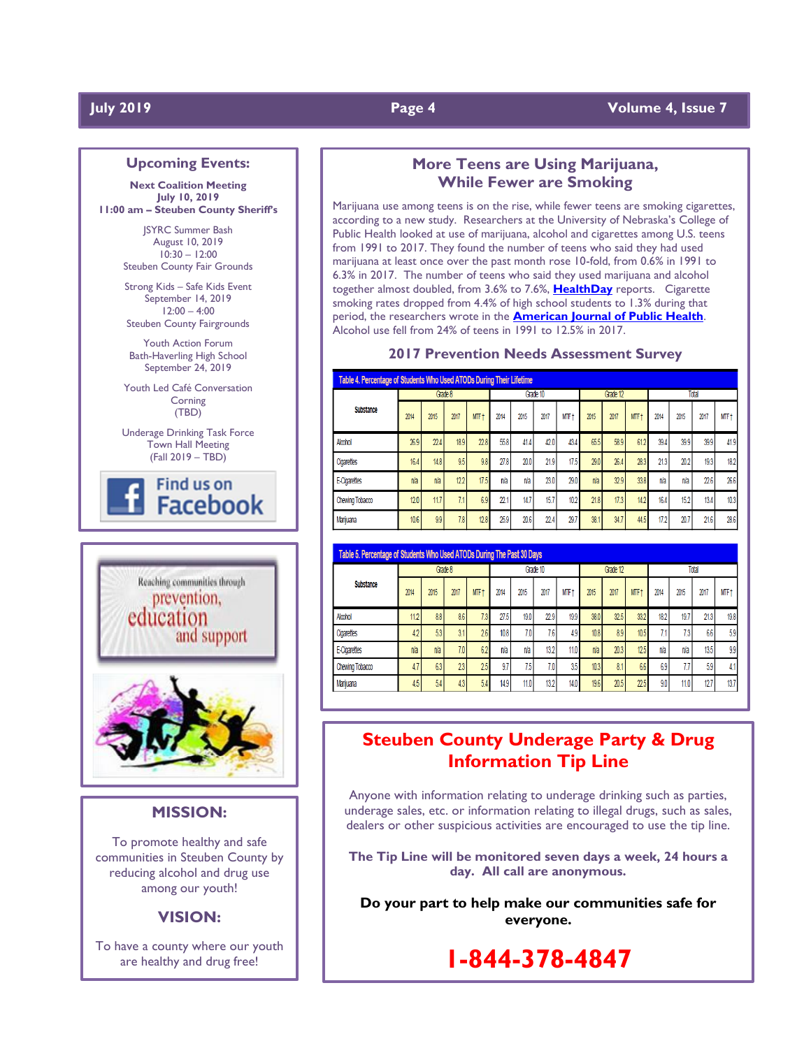## Upcoming Events:

**Next Coalition Meeting**
**July 10, 2019**
**11:00 am – Steuben County Sheriff's**

JSYRC Summer Bash
August 10, 2019
10:30 – 12:00
Steuben County Fair Grounds

Strong Kids – Safe Kids Event
September 14, 2019
12:00 – 4:00
Steuben County Fairgrounds

Youth Action Forum
Bath-Haverling High School
September 24, 2019

Youth Led Café Conversation
Corning
(TBD)

Underage Drinking Task Force
Town Hall Meeting
(Fall 2019 – TBD)

Find us on Facebook

Reaching communities through prevention, education and support

## MISSION:

To promote healthy and safe communities in Steuben County by reducing alcohol and drug use among our youth!

## VISION:

To have a county where our youth are healthy and drug free!

## More Teens are Using Marijuana, While Fewer are Smoking

Marijuana use among teens is on the rise, while fewer teens are smoking cigarettes, according to a new study. Researchers at the University of Nebraska's College of Public Health looked at use of marijuana, alcohol and cigarettes among U.S. teens from 1991 to 2017. They found the number of teens who said they had used marijuana at least once over the past month rose 10-fold, from 0.6% in 1991 to 6.3% in 2017. The number of teens who said they used marijuana and alcohol together almost doubled, from 3.6% to 7.6%, **HealthDay** reports. Cigarette smoking rates dropped from 4.4% of high school students to 1.3% during that period, the researchers wrote in the **American Journal of Public Health**. Alcohol use fell from 24% of teens in 1991 to 12.5% in 2017.

### 2017 Prevention Needs Assessment Survey

**Table 4. Percentage of Students Who Used ATODs During Their Lifetime**

| Substance | Grade 8 | | | | Grade 10 | | | | Grade 12 | | | Total | | | |
|---|---|---|---|---|---|---|---|---|---|---|---|---|---|---|---|
| | 2014 | 2015 | 2017 | MTF† | 2014 | 2015 | 2017 | MTF† | 2015 | 2017 | MTF† | 2014 | 2015 | 2017 | MTF† |
| Alcohol | 26.9 | 22.4 | 18.9 | 22.8 | 55.8 | 41.4 | 42.0 | 43.4 | 65.5 | 58.9 | 61.2 | 39.4 | 39.9 | 39.9 | 41.9 |
| Cigarettes | 16.4 | 14.8 | 9.5 | 9.8 | 27.8 | 20.0 | 21.9 | 17.5 | 29.0 | 26.4 | 28.3 | 21.3 | 20.2 | 19.3 | 18.2 |
| E-Cigarettes | n/a | n/a | 12.2 | 17.5 | n/a | n/a | 23.0 | 29.0 | n/a | 32.9 | 33.8 | n/a | n/a | 22.6 | 26.6 |
| Chewing Tobacco | 12.0 | 11.7 | 7.1 | 6.9 | 22.1 | 14.7 | 15.7 | 10.2 | 21.8 | 17.3 | 14.2 | 16.4 | 15.2 | 13.4 | 10.3 |
| Marijuana | 10.6 | 9.9 | 7.8 | 12.8 | 25.9 | 20.6 | 22.4 | 29.7 | 38.1 | 34.7 | 44.5 | 17.2 | 20.7 | 21.6 | 28.6 |

**Table 5. Percentage of Students Who Used ATODs During The Past 30 Days**

| Substance | Grade 8 | | | | Grade 10 | | | | Grade 12 | | | Total | | | |
|---|---|---|---|---|---|---|---|---|---|---|---|---|---|---|---|
| | 2014 | 2015 | 2017 | MTF† | 2014 | 2015 | 2017 | MTF† | 2015 | 2017 | MTF† | 2014 | 2015 | 2017 | MTF† |
| Alcohol | 11.2 | 8.8 | 8.6 | 7.3 | 27.5 | 19.0 | 22.9 | 19.9 | 38.0 | 32.5 | 33.2 | 18.2 | 19.7 | 21.3 | 19.8 |
| Cigarettes | 4.2 | 5.3 | 3.1 | 2.6 | 10.8 | 7.0 | 7.6 | 4.9 | 10.8 | 8.9 | 10.5 | 7.1 | 7.3 | 6.6 | 5.9 |
| E-Cigarettes | n/a | n/a | 7.0 | 6.2 | n/a | n/a | 13.2 | 11.0 | n/a | 20.3 | 12.5 | n/a | n/a | 13.5 | 9.9 |
| Chewing Tobacco | 4.7 | 6.3 | 2.3 | 2.5 | 9.7 | 7.5 | 7.0 | 3.5 | 10.3 | 8.1 | 6.6 | 6.9 | 7.7 | 5.9 | 4.1 |
| Marijuana | 4.5 | 5.4 | 4.3 | 5.4 | 14.9 | 11.0 | 13.2 | 14.0 | 19.6 | 20.5 | 22.5 | 9.0 | 11.0 | 12.7 | 13.7 |

## Steuben County Underage Party & Drug Information Tip Line

Anyone with information relating to underage drinking such as parties, underage sales, etc. or information relating to illegal drugs, such as sales, dealers or other suspicious activities are encouraged to use the tip line.

**The Tip Line will be monitored seven days a week, 24 hours a day. All call are anonymous.**

**Do your part to help make our communities safe for everyone.**

**1-844-378-4847**